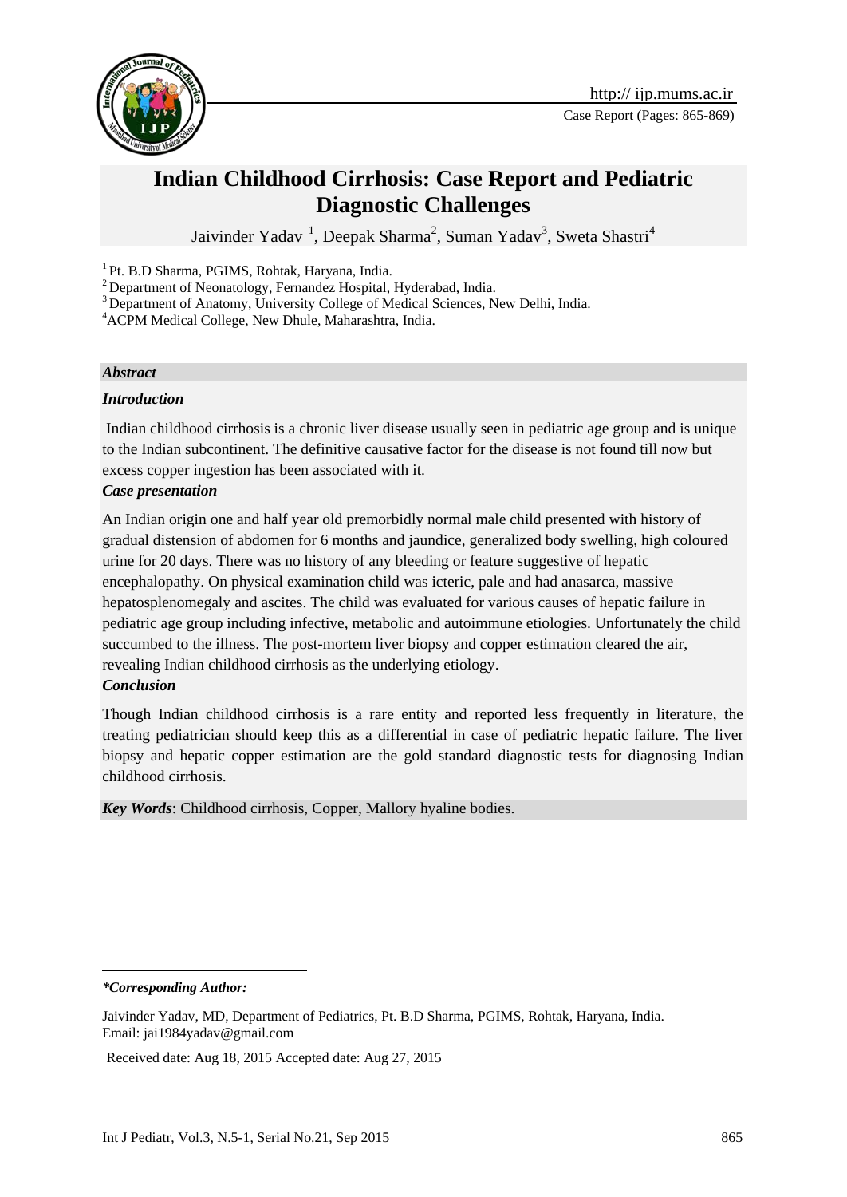# Indian Childhood Cirrhosis: Case Report and Pediatric Diagnostic Challenges

Jaivinder Yadav [1], Deepak Sharma[2], Suman Yadav[3], Sweta Shastri[4]

[1] Pt. B.D Sharma, PGIMS, Rohtak, Haryana, India.
[2] Department of Neonatology, Fernandez Hospital, Hyderabad, India.
[3] Department of Anatomy, University College of Medical Sciences, New Delhi, India.
[4] ACPM Medical College, New Dhule, Maharashtra, India.

***Abstract***

***Introduction***

Indian childhood cirrhosis is a chronic liver disease usually seen in pediatric age group and is unique to the Indian subcontinent. The definitive causative factor for the disease is not found till now but excess copper ingestion has been associated with it.

***Case presentation***

An Indian origin one and half year old premorbidly normal male child presented with history of gradual distension of abdomen for 6 months and jaundice, generalized body swelling, high coloured urine for 20 days. There was no history of any bleeding or feature suggestive of hepatic encephalopathy. On physical examination child was icteric, pale and had anasarca, massive hepatosplenomegaly and ascites. The child was evaluated for various causes of hepatic failure in pediatric age group including infective, metabolic and autoimmune etiologies. Unfortunately the child succumbed to the illness. The post-mortem liver biopsy and copper estimation cleared the air, revealing Indian childhood cirrhosis as the underlying etiology.

***Conclusion***

Though Indian childhood cirrhosis is a rare entity and reported less frequently in literature, the treating pediatrician should keep this as a differential in case of pediatric hepatic failure. The liver biopsy and hepatic copper estimation are the gold standard diagnostic tests for diagnosing Indian childhood cirrhosis.

***Key Words***: Childhood cirrhosis, Copper, Mallory hyaline bodies.

---

***\*Corresponding Author:***

Jaivinder Yadav, MD, Department of Pediatrics, Pt. B.D Sharma, PGIMS, Rohtak, Haryana, India.
Email: jai1984yadav@gmail.com

Received date: Aug 18, 2015 Accepted date: Aug 27, 2015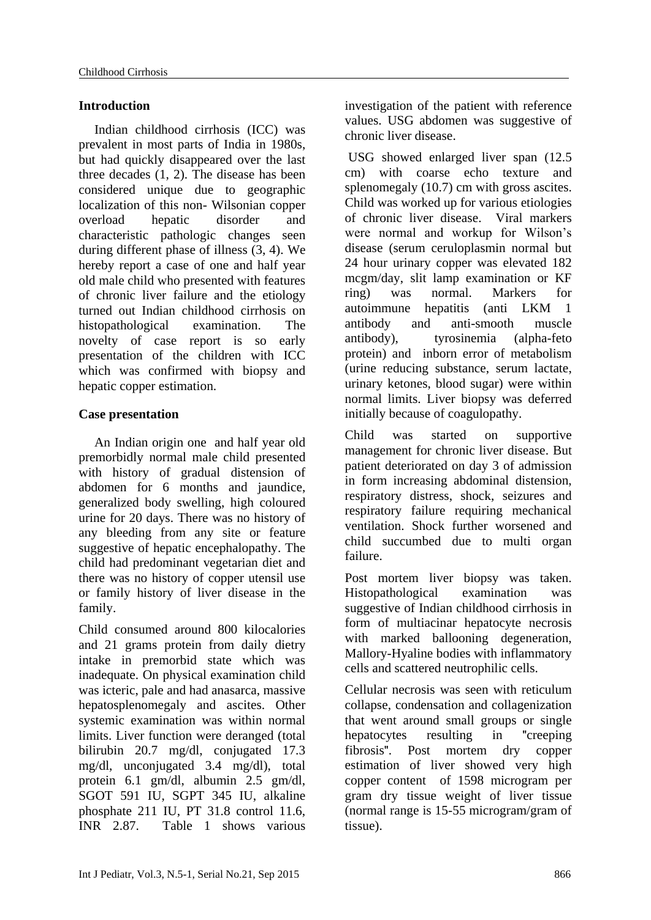## Introduction

Indian childhood cirrhosis (ICC) was prevalent in most parts of India in 1980s, but had quickly disappeared over the last three decades (1, 2). The disease has been considered unique due to geographic localization of this non- Wilsonian copper overload hepatic disorder and characteristic pathologic changes seen during different phase of illness (3, 4). We hereby report a case of one and half year old male child who presented with features of chronic liver failure and the etiology turned out Indian childhood cirrhosis on histopathological examination. The novelty of case report is so early presentation of the children with ICC which was confirmed with biopsy and hepatic copper estimation.

## Case presentation

An Indian origin one and half year old premorbidly normal male child presented with history of gradual distension of abdomen for 6 months and jaundice, generalized body swelling, high coloured urine for 20 days. There was no history of any bleeding from any site or feature suggestive of hepatic encephalopathy. The child had predominant vegetarian diet and there was no history of copper utensil use or family history of liver disease in the family.

Child consumed around 800 kilocalories and 21 grams protein from daily dietry intake in premorbid state which was inadequate. On physical examination child was icteric, pale and had anasarca, massive hepatosplenomegaly and ascites. Other systemic examination was within normal limits. Liver function were deranged (total bilirubin 20.7 mg/dl, conjugated 17.3 mg/dl, unconjugated 3.4 mg/dl), total protein 6.1 gm/dl, albumin 2.5 gm/dl, SGOT 591 IU, SGPT 345 IU, alkaline phosphate 211 IU, PT 31.8 control 11.6, INR 2.87. Table 1 shows various investigation of the patient with reference values. USG abdomen was suggestive of chronic liver disease.

USG showed enlarged liver span (12.5 cm) with coarse echo texture and splenomegaly (10.7) cm with gross ascites. Child was worked up for various etiologies of chronic liver disease. Viral markers were normal and workup for Wilson's disease (serum ceruloplasmin normal but 24 hour urinary copper was elevated 182 mcgm/day, slit lamp examination or KF ring) was normal. Markers for autoimmune hepatitis (anti LKM 1 antibody and anti-smooth muscle antibody), tyrosinemia (alpha-feto protein) and inborn error of metabolism (urine reducing substance, serum lactate, urinary ketones, blood sugar) were within normal limits. Liver biopsy was deferred initially because of coagulopathy.

Child was started on supportive management for chronic liver disease. But patient deteriorated on day 3 of admission in form increasing abdominal distension, respiratory distress, shock, seizures and respiratory failure requiring mechanical ventilation. Shock further worsened and child succumbed due to multi organ failure.

Post mortem liver biopsy was taken. Histopathological examination was suggestive of Indian childhood cirrhosis in form of multiacinar hepatocyte necrosis with marked ballooning degeneration, Mallory-Hyaline bodies with inflammatory cells and scattered neutrophilic cells.

Cellular necrosis was seen with reticulum collapse, condensation and collagenization that went around small groups or single hepatocytes resulting in "creeping fibrosis". Post mortem dry copper estimation of liver showed very high copper content of 1598 microgram per gram dry tissue weight of liver tissue (normal range is 15-55 microgram/gram of tissue).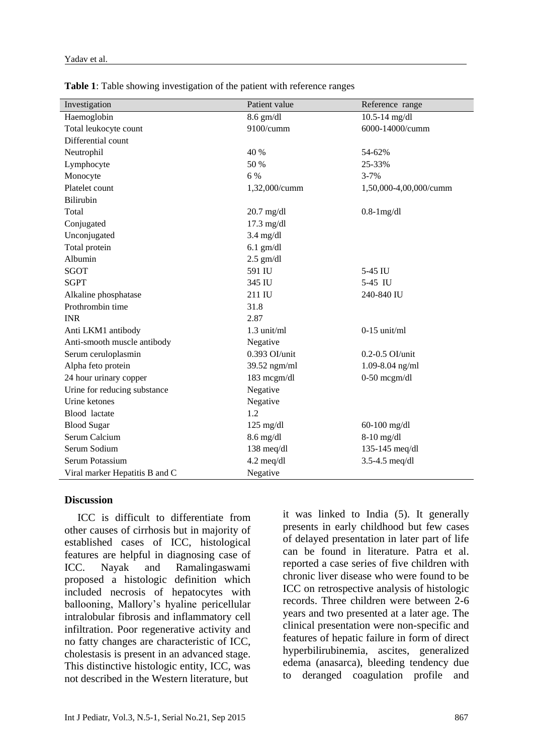**Table 1**: Table showing investigation of the patient with reference ranges

| Investigation | Patient value | Reference range |
|---|---|---|
| Haemoglobin | 8.6 gm/dl | 10.5-14 mg/dl |
| Total leukocyte count | 9100/cumm | 6000-14000/cumm |
| Differential count | | |
| Neutrophil | 40 % | 54-62% |
| Lymphocyte | 50 % | 25-33% |
| Monocyte | 6 % | 3-7% |
| Platelet count | 1,32,000/cumm | 1,50,000-4,00,000/cumm |
| Bilirubin | | |
| Total | 20.7 mg/dl | 0.8-1mg/dl |
| Conjugated | 17.3 mg/dl | |
| Unconjugated | 3.4 mg/dl | |
| Total protein | 6.1 gm/dl | |
| Albumin | 2.5 gm/dl | |
| SGOT | 591 IU | 5-45 IU |
| SGPT | 345 IU | 5-45 IU |
| Alkaline phosphatase | 211 IU | 240-840 IU |
| Prothrombin time | 31.8 | |
| INR | 2.87 | |
| Anti LKM1 antibody | 1.3 unit/ml | 0-15 unit/ml |
| Anti-smooth muscle antibody | Negative | |
| Serum ceruloplasmin | 0.393 OI/unit | 0.2-0.5 OI/unit |
| Alpha feto protein | 39.52 ngm/ml | 1.09-8.04 ng/ml |
| 24 hour urinary copper | 183 mcgm/dl | 0-50 mcgm/dl |
| Urine for reducing substance | Negative | |
| Urine ketones | Negative | |
| Blood lactate | 1.2 | |
| Blood Sugar | 125 mg/dl | 60-100 mg/dl |
| Serum Calcium | 8.6 mg/dl | 8-10 mg/dl |
| Serum Sodium | 138 meq/dl | 135-145 meq/dl |
| Serum Potassium | 4.2 meq/dl | 3.5-4.5 meq/dl |
| Viral marker Hepatitis B and C | Negative | |

## Discussion

ICC is difficult to differentiate from other causes of cirrhosis but in majority of established cases of ICC, histological features are helpful in diagnosing case of ICC. Nayak and Ramalingaswami proposed a histologic definition which included necrosis of hepatocytes with ballooning, Mallory's hyaline pericellular intralobular fibrosis and inflammatory cell infiltration. Poor regenerative activity and no fatty changes are characteristic of ICC, cholestasis is present in an advanced stage. This distinctive histologic entity, ICC, was not described in the Western literature, but it was linked to India (5). It generally presents in early childhood but few cases of delayed presentation in later part of life can be found in literature. Patra et al. reported a case series of five children with chronic liver disease who were found to be ICC on retrospective analysis of histologic records. Three children were between 2-6 years and two presented at a later age. The clinical presentation were non-specific and features of hepatic failure in form of direct hyperbilirubinemia, ascites, generalized edema (anasarca), bleeding tendency due to deranged coagulation profile and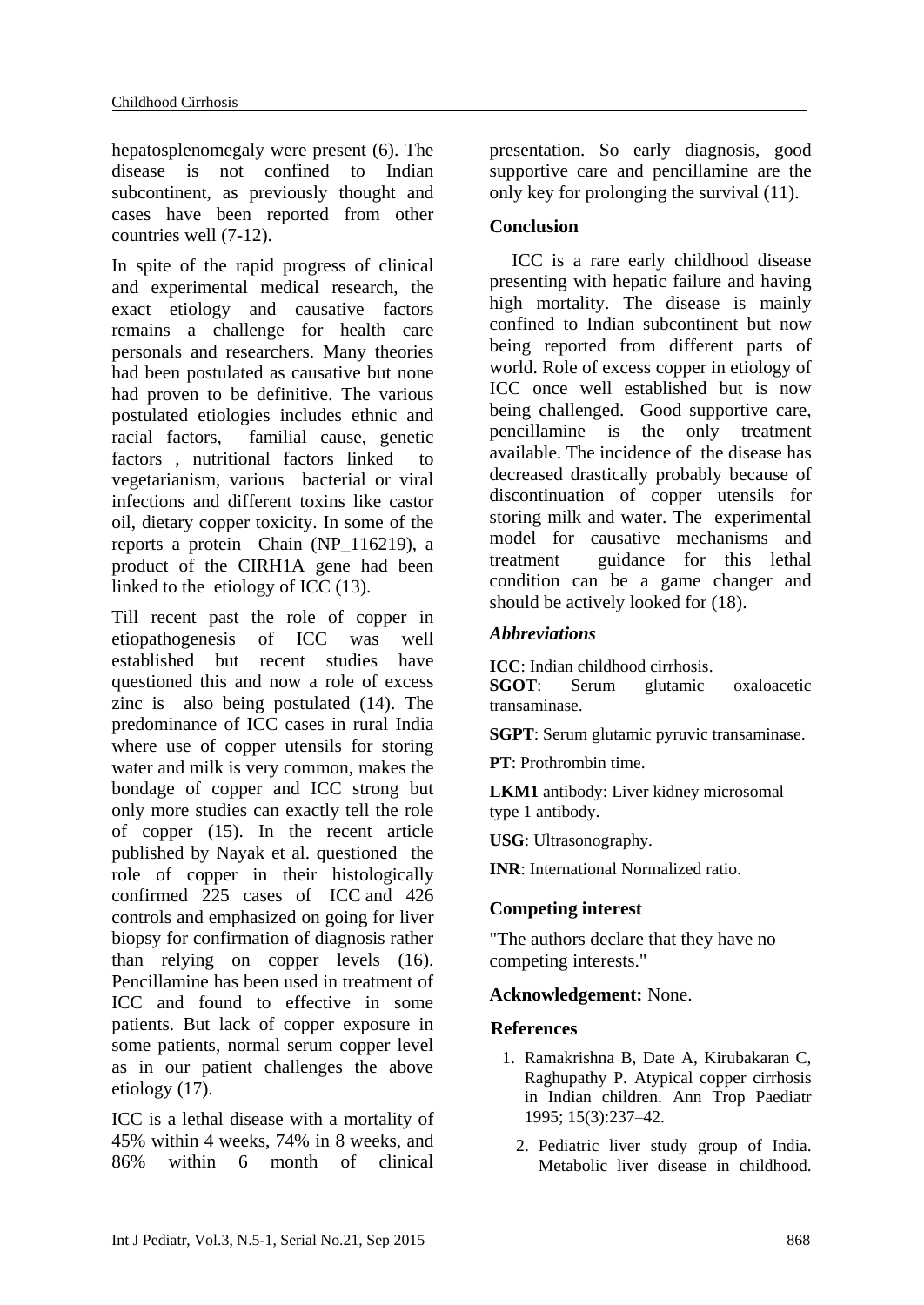hepatosplenomegaly were present (6). The disease is not confined to Indian subcontinent, as previously thought and cases have been reported from other countries well (7-12).

In spite of the rapid progress of clinical and experimental medical research, the exact etiology and causative factors remains a challenge for health care personals and researchers. Many theories had been postulated as causative but none had proven to be definitive. The various postulated etiologies includes ethnic and racial factors, familial cause, genetic factors , nutritional factors linked to vegetarianism, various bacterial or viral infections and different toxins like castor oil, dietary copper toxicity. In some of the reports a protein Chain (NP_116219), a product of the CIRH1A gene had been linked to the etiology of ICC (13).

Till recent past the role of copper in etiopathogenesis of ICC was well established but recent studies have questioned this and now a role of excess zinc is also being postulated (14). The predominance of ICC cases in rural India where use of copper utensils for storing water and milk is very common, makes the bondage of copper and ICC strong but only more studies can exactly tell the role of copper (15). In the recent article published by Nayak et al. questioned the role of copper in their histologically confirmed 225 cases of ICC and 426 controls and emphasized on going for liver biopsy for confirmation of diagnosis rather than relying on copper levels (16). Pencillamine has been used in treatment of ICC and found to effective in some patients. But lack of copper exposure in some patients, normal serum copper level as in our patient challenges the above etiology (17).

ICC is a lethal disease with a mortality of 45% within 4 weeks, 74% in 8 weeks, and 86% within 6 month of clinical presentation. So early diagnosis, good supportive care and pencillamine are the only key for prolonging the survival (11).

### Conclusion

ICC is a rare early childhood disease presenting with hepatic failure and having high mortality. The disease is mainly confined to Indian subcontinent but now being reported from different parts of world. Role of excess copper in etiology of ICC once well established but is now being challenged. Good supportive care, pencillamine is the only treatment available. The incidence of the disease has decreased drastically probably because of discontinuation of copper utensils for storing milk and water. The experimental model for causative mechanisms and treatment guidance for this lethal condition can be a game changer and should be actively looked for (18).

### *Abbreviations*

**ICC**: Indian childhood cirrhosis.

**SGOT**: Serum glutamic oxaloacetic transaminase.

**SGPT**: Serum glutamic pyruvic transaminase.

**PT**: Prothrombin time.

**LKM1** antibody: Liver kidney microsomal type 1 antibody.

**USG**: Ultrasonography.

**INR**: International Normalized ratio.

### Competing interest

"The authors declare that they have no competing interests."

**Acknowledgement:** None.

### References

1. Ramakrishna B, Date A, Kirubakaran C, Raghupathy P. Atypical copper cirrhosis in Indian children. Ann Trop Paediatr 1995; 15(3):237–42.
2. Pediatric liver study group of India. Metabolic liver disease in childhood.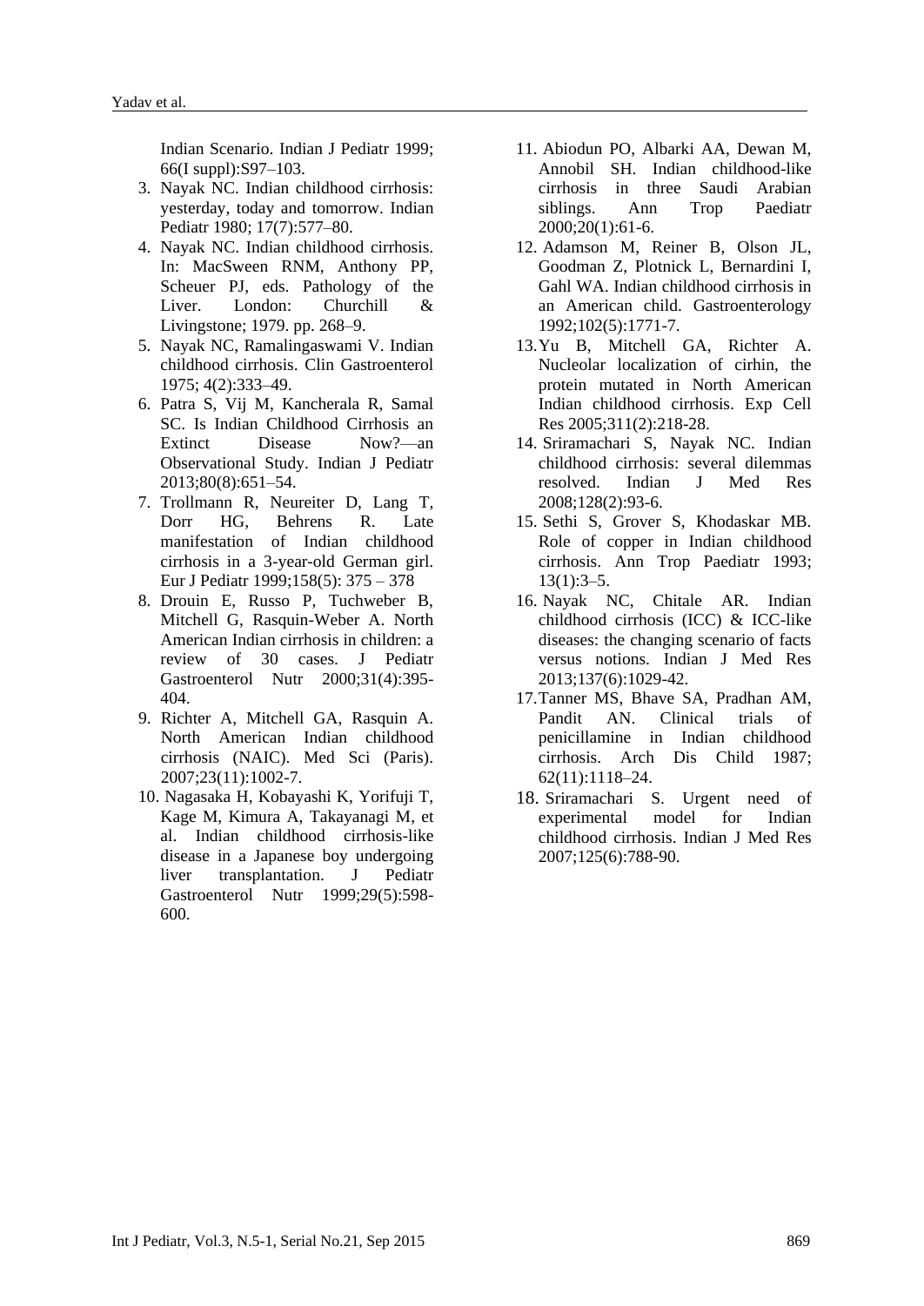Indian Scenario. Indian J Pediatr 1999; 66(I suppl):S97–103.

3. Nayak NC. Indian childhood cirrhosis: yesterday, today and tomorrow. Indian Pediatr 1980; 17(7):577–80.
4. Nayak NC. Indian childhood cirrhosis. In: MacSween RNM, Anthony PP, Scheuer PJ, eds. Pathology of the Liver. London: Churchill & Livingstone; 1979. pp. 268–9.
5. Nayak NC, Ramalingaswami V. Indian childhood cirrhosis. Clin Gastroenterol 1975; 4(2):333–49.
6. Patra S, Vij M, Kancherala R, Samal SC. Is Indian Childhood Cirrhosis an Extinct Disease Now?—an Observational Study. Indian J Pediatr 2013;80(8):651–54.
7. Trollmann R, Neureiter D, Lang T, Dorr HG, Behrens R. Late manifestation of Indian childhood cirrhosis in a 3-year-old German girl. Eur J Pediatr 1999;158(5): 375 – 378
8. Drouin E, Russo P, Tuchweber B, Mitchell G, Rasquin-Weber A. North American Indian cirrhosis in children: a review of 30 cases. J Pediatr Gastroenterol Nutr 2000;31(4):395-404.
9. Richter A, Mitchell GA, Rasquin A. North American Indian childhood cirrhosis (NAIC). Med Sci (Paris). 2007;23(11):1002-7.
10. Nagasaka H, Kobayashi K, Yorifuji T, Kage M, Kimura A, Takayanagi M, et al. Indian childhood cirrhosis-like disease in a Japanese boy undergoing liver transplantation. J Pediatr Gastroenterol Nutr 1999;29(5):598-600.
11. Abiodun PO, Albarki AA, Dewan M, Annobil SH. Indian childhood-like cirrhosis in three Saudi Arabian siblings. Ann Trop Paediatr 2000;20(1):61-6.
12. Adamson M, Reiner B, Olson JL, Goodman Z, Plotnick L, Bernardini I, Gahl WA. Indian childhood cirrhosis in an American child. Gastroenterology 1992;102(5):1771-7.
13. Yu B, Mitchell GA, Richter A. Nucleolar localization of cirhin, the protein mutated in North American Indian childhood cirrhosis. Exp Cell Res 2005;311(2):218-28.
14. Sriramachari S, Nayak NC. Indian childhood cirrhosis: several dilemmas resolved. Indian J Med Res 2008;128(2):93-6.
15. Sethi S, Grover S, Khodaskar MB. Role of copper in Indian childhood cirrhosis. Ann Trop Paediatr 1993; 13(1):3–5.
16. Nayak NC, Chitale AR. Indian childhood cirrhosis (ICC) & ICC-like diseases: the changing scenario of facts versus notions. Indian J Med Res 2013;137(6):1029-42.
17. Tanner MS, Bhave SA, Pradhan AM, Pandit AN. Clinical trials of penicillamine in Indian childhood cirrhosis. Arch Dis Child 1987; 62(11):1118–24.
18. Sriramachari S. Urgent need of experimental model for Indian childhood cirrhosis. Indian J Med Res 2007;125(6):788-90.